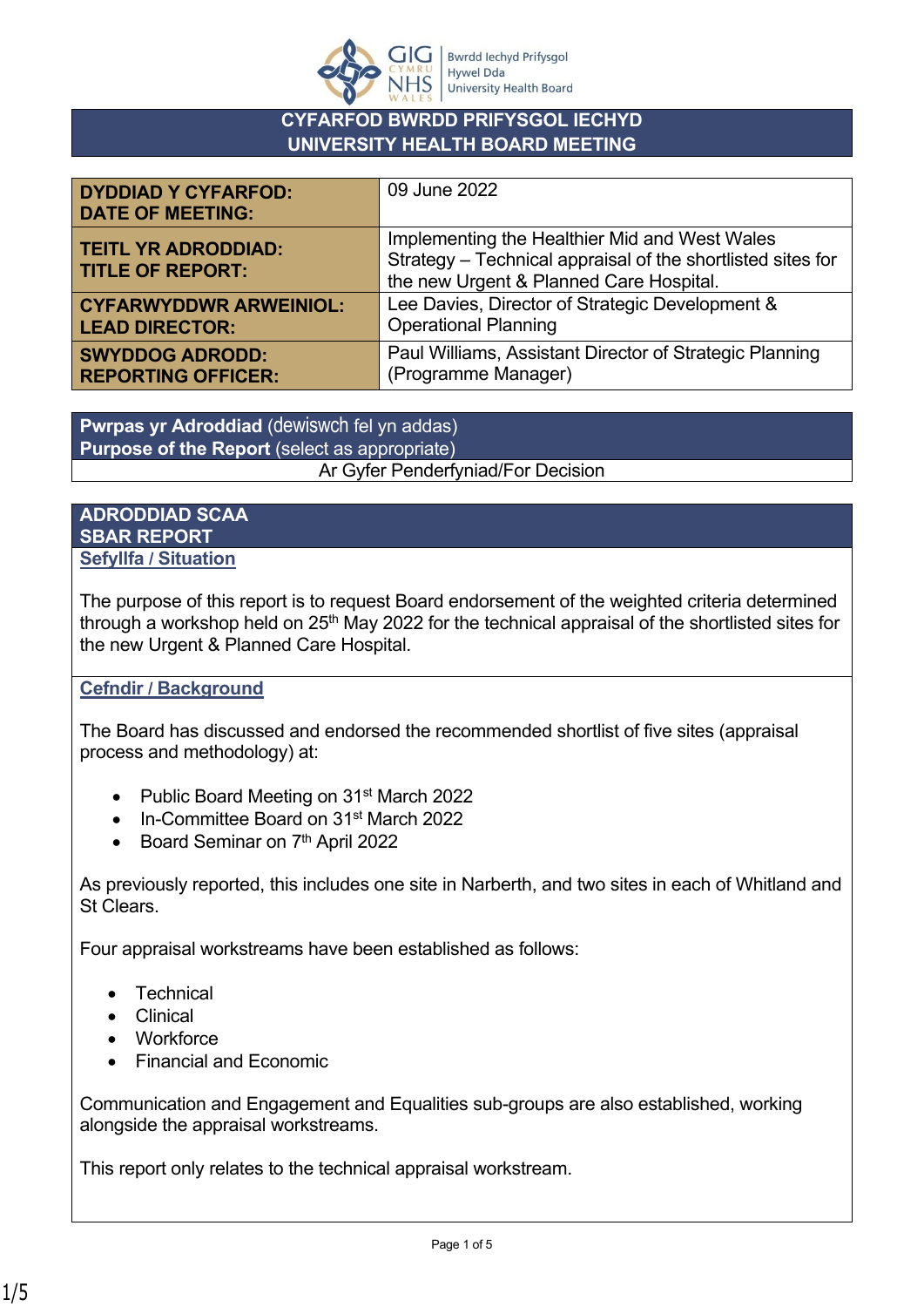# CYFARFOD BWRDD PRIFYSGOL IECHYD
# UNIVERSITY HEALTH BOARD MEETING

| | |
|---|---|
| **DYDDIAD Y CYFARFOD: DATE OF MEETING:** | 09 June 2022 |
| **TEITL YR ADRODDIAD: TITLE OF REPORT:** | Implementing the Healthier Mid and West Wales Strategy – Technical appraisal of the shortlisted sites for the new Urgent & Planned Care Hospital. |
| **CYFARWYDDWR ARWEINIOL: LEAD DIRECTOR:** | Lee Davies, Director of Strategic Development & Operational Planning |
| **SWYDDOG ADRODD: REPORTING OFFICER:** | Paul Williams, Assistant Director of Strategic Planning (Programme Manager) |

| **Pwrpas yr Adroddiad** (dewiswch fel yn addas) **Purpose of the Report** (select as appropriate) |
|---|
| Ar Gyfer Penderfyniad/For Decision |

## ADRODDIAD SCAA
## SBAR REPORT

### Sefyllfa / Situation

The purpose of this report is to request Board endorsement of the weighted criteria determined through a workshop held on 25th May 2022 for the technical appraisal of the shortlisted sites for the new Urgent & Planned Care Hospital.

### Cefndir / Background

The Board has discussed and endorsed the recommended shortlist of five sites (appraisal process and methodology) at:

- Public Board Meeting on 31st March 2022
- In-Committee Board on 31st March 2022
- Board Seminar on 7th April 2022

As previously reported, this includes one site in Narberth, and two sites in each of Whitland and St Clears.

Four appraisal workstreams have been established as follows:

- Technical
- Clinical
- Workforce
- Financial and Economic

Communication and Engagement and Equalities sub-groups are also established, working alongside the appraisal workstreams.

This report only relates to the technical appraisal workstream.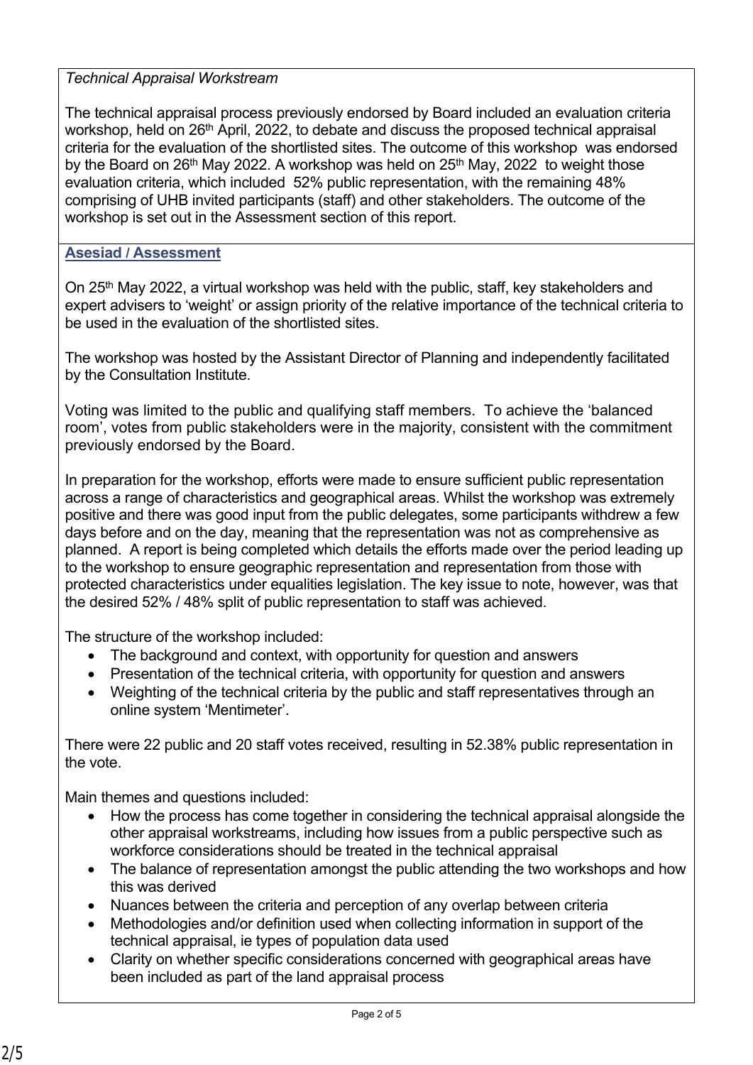*Technical Appraisal Workstream*

The technical appraisal process previously endorsed by Board included an evaluation criteria workshop, held on 26th April, 2022, to debate and discuss the proposed technical appraisal criteria for the evaluation of the shortlisted sites. The outcome of this workshop was endorsed by the Board on 26th May 2022. A workshop was held on 25th May, 2022 to weight those evaluation criteria, which included 52% public representation, with the remaining 48% comprising of UHB invited participants (staff) and other stakeholders. The outcome of the workshop is set out in the Assessment section of this report.

## Asesiad / Assessment

On 25th May 2022, a virtual workshop was held with the public, staff, key stakeholders and expert advisers to 'weight' or assign priority of the relative importance of the technical criteria to be used in the evaluation of the shortlisted sites.

The workshop was hosted by the Assistant Director of Planning and independently facilitated by the Consultation Institute.

Voting was limited to the public and qualifying staff members. To achieve the 'balanced room', votes from public stakeholders were in the majority, consistent with the commitment previously endorsed by the Board.

In preparation for the workshop, efforts were made to ensure sufficient public representation across a range of characteristics and geographical areas. Whilst the workshop was extremely positive and there was good input from the public delegates, some participants withdrew a few days before and on the day, meaning that the representation was not as comprehensive as planned. A report is being completed which details the efforts made over the period leading up to the workshop to ensure geographic representation and representation from those with protected characteristics under equalities legislation. The key issue to note, however, was that the desired 52% / 48% split of public representation to staff was achieved.

The structure of the workshop included:

- The background and context, with opportunity for question and answers
- Presentation of the technical criteria, with opportunity for question and answers
- Weighting of the technical criteria by the public and staff representatives through an online system 'Mentimeter'.

There were 22 public and 20 staff votes received, resulting in 52.38% public representation in the vote.

Main themes and questions included:

- How the process has come together in considering the technical appraisal alongside the other appraisal workstreams, including how issues from a public perspective such as workforce considerations should be treated in the technical appraisal
- The balance of representation amongst the public attending the two workshops and how this was derived
- Nuances between the criteria and perception of any overlap between criteria
- Methodologies and/or definition used when collecting information in support of the technical appraisal, ie types of population data used
- Clarity on whether specific considerations concerned with geographical areas have been included as part of the land appraisal process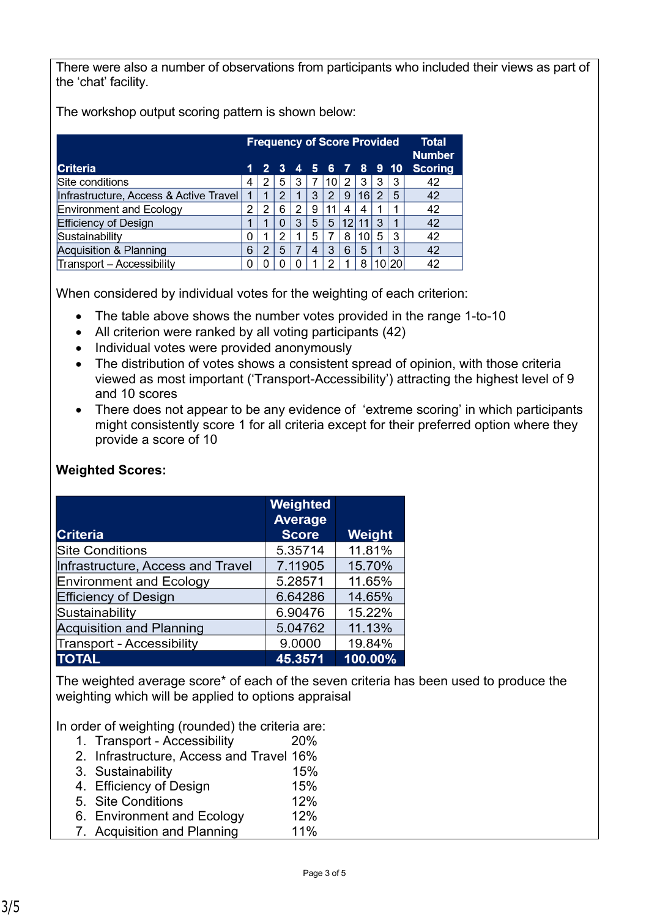There were also a number of observations from participants who included their views as part of the 'chat' facility.

The workshop output scoring pattern is shown below:

| Criteria | Frequency of Score Provided | | | | | | | | | | Total Number Scoring |
|---|---|---|---|---|---|---|---|---|---|---|---|
| | 1 | 2 | 3 | 4 | 5 | 6 | 7 | 8 | 9 | 10 | |
| Site conditions | 4 | 2 | 5 | 3 | 7 | 10 | 2 | 3 | 3 | 3 | 42 |
| Infrastructure, Access & Active Travel | 1 | 1 | 2 | 1 | 3 | 2 | 9 | 16 | 2 | 5 | 42 |
| Environment and Ecology | 2 | 2 | 6 | 2 | 9 | 11 | 4 | 4 | 1 | 1 | 42 |
| Efficiency of Design | 1 | 1 | 0 | 3 | 5 | 5 | 12 | 11 | 3 | 1 | 42 |
| Sustainability | 0 | 1 | 2 | 1 | 5 | 7 | 8 | 10 | 5 | 3 | 42 |
| Acquisition & Planning | 6 | 2 | 5 | 7 | 4 | 3 | 6 | 5 | 1 | 3 | 42 |
| Transport – Accessibility | 0 | 0 | 0 | 0 | 1 | 2 | 1 | 8 | 10 | 20 | 42 |

When considered by individual votes for the weighting of each criterion:

- The table above shows the number votes provided in the range 1-to-10
- All criterion were ranked by all voting participants (42)
- Individual votes were provided anonymously
- The distribution of votes shows a consistent spread of opinion, with those criteria viewed as most important ('Transport-Accessibility') attracting the highest level of 9 and 10 scores
- There does not appear to be any evidence of 'extreme scoring' in which participants might consistently score 1 for all criteria except for their preferred option where they provide a score of 10

**Weighted Scores:**

| Criteria | Weighted Average Score | Weight |
|---|---|---|
| Site Conditions | 5.35714 | 11.81% |
| Infrastructure, Access and Travel | 7.11905 | 15.70% |
| Environment and Ecology | 5.28571 | 11.65% |
| Efficiency of Design | 6.64286 | 14.65% |
| Sustainability | 6.90476 | 15.22% |
| Acquisition and Planning | 5.04762 | 11.13% |
| Transport - Accessibility | 9.0000 | 19.84% |
| **TOTAL** | **45.3571** | **100.00%** |

The weighted average score* of each of the seven criteria has been used to produce the weighting which will be applied to options appraisal

In order of weighting (rounded) the criteria are:

1. Transport - Accessibility 20%
2. Infrastructure, Access and Travel 16%
3. Sustainability 15%
4. Efficiency of Design 15%
5. Site Conditions 12%
6. Environment and Ecology 12%
7. Acquisition and Planning 11%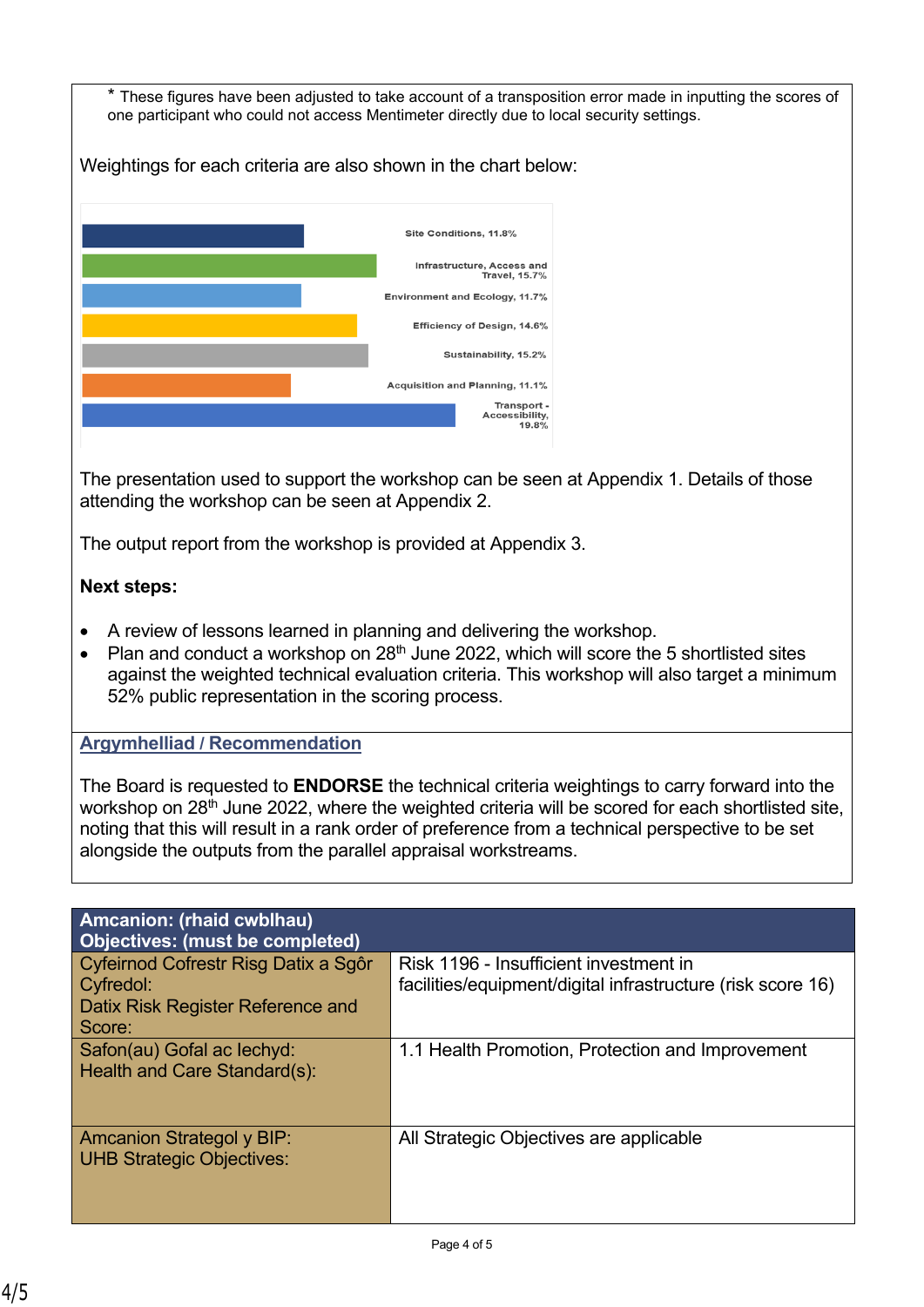* These figures have been adjusted to take account of a transposition error made in inputting the scores of one participant who could not access Mentimeter directly due to local security settings.

Weightings for each criteria are also shown in the chart below:

| Criteria | Weighting |
|---|---|
| Site Conditions | 11.8% |
| Infrastructure, Access and Travel | 15.7% |
| Environment and Ecology | 11.7% |
| Efficiency of Design | 14.6% |
| Sustainability | 15.2% |
| Acquisition and Planning | 11.1% |
| Transport - Accessibility | 19.8% |

The presentation used to support the workshop can be seen at Appendix 1. Details of those attending the workshop can be seen at Appendix 2.

The output report from the workshop is provided at Appendix 3.

**Next steps:**

- A review of lessons learned in planning and delivering the workshop.
- Plan and conduct a workshop on 28th June 2022, which will score the 5 shortlisted sites against the weighted technical evaluation criteria. This workshop will also target a minimum 52% public representation in the scoring process.

## Argymhelliad / Recommendation

The Board is requested to **ENDORSE** the technical criteria weightings to carry forward into the workshop on 28th June 2022, where the weighted criteria will be scored for each shortlisted site, noting that this will result in a rank order of preference from a technical perspective to be set alongside the outputs from the parallel appraisal workstreams.

| **Amcanion: (rhaid cwblhau)<br>Objectives: (must be completed)** | |
|---|---|
| Cyfeirnod Cofrestr Risg Datix a Sgôr Cyfredol:<br>Datix Risk Register Reference and Score: | Risk 1196 - Insufficient investment in facilities/equipment/digital infrastructure (risk score 16) |
| Safon(au) Gofal ac Iechyd:<br>Health and Care Standard(s): | 1.1 Health Promotion, Protection and Improvement |
| Amcanion Strategol y BIP:<br>UHB Strategic Objectives: | All Strategic Objectives are applicable |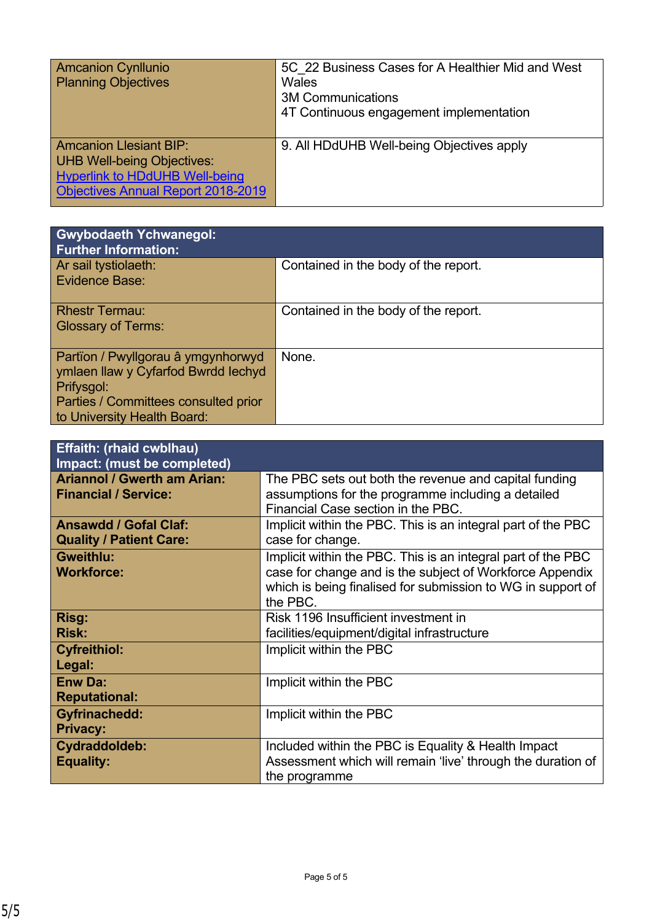| | |
|---|---|
| Amcanion Cynllunio<br>Planning Objectives | 5C_22 Business Cases for A Healthier Mid and West Wales<br>3M Communications<br>4T Continuous engagement implementation |
| Amcanion Llesiant BIP:<br>UHB Well-being Objectives:<br>[Hyperlink to HDdUHB Well-being Objectives Annual Report 2018-2019] | 9. All HDdUHB Well-being Objectives apply |

| **Gwybodaeth Ychwanegol:**<br>**Further Information:** | |
|---|---|
| Ar sail tystiolaeth:<br>Evidence Base: | Contained in the body of the report. |
| Rhestr Termau:<br>Glossary of Terms: | Contained in the body of the report. |
| Partïon / Pwyllgorau â ymgynhorwyd ymlaen llaw y Cyfarfod Bwrdd Iechyd Prifysgol:<br>Parties / Committees consulted prior to University Health Board: | None. |

| **Effaith: (rhaid cwblhau)**<br>**Impact: (must be completed)** | |
|---|---|
| **Ariannol / Gwerth am Arian:**<br>**Financial / Service:** | The PBC sets out both the revenue and capital funding assumptions for the programme including a detailed Financial Case section in the PBC. |
| **Ansawdd / Gofal Claf:**<br>**Quality / Patient Care:** | Implicit within the PBC. This is an integral part of the PBC case for change. |
| **Gweithlu:**<br>**Workforce:** | Implicit within the PBC. This is an integral part of the PBC case for change and is the subject of Workforce Appendix which is being finalised for submission to WG in support of the PBC. |
| **Risg:**<br>**Risk:** | Risk 1196 Insufficient investment in facilities/equipment/digital infrastructure |
| **Cyfreithiol:**<br>**Legal:** | Implicit within the PBC |
| **Enw Da:**<br>**Reputational:** | Implicit within the PBC |
| **Gyfrinachedd:**<br>**Privacy:** | Implicit within the PBC |
| **Cydraddoldeb:**<br>**Equality:** | Included within the PBC is Equality & Health Impact Assessment which will remain 'live' through the duration of the programme |